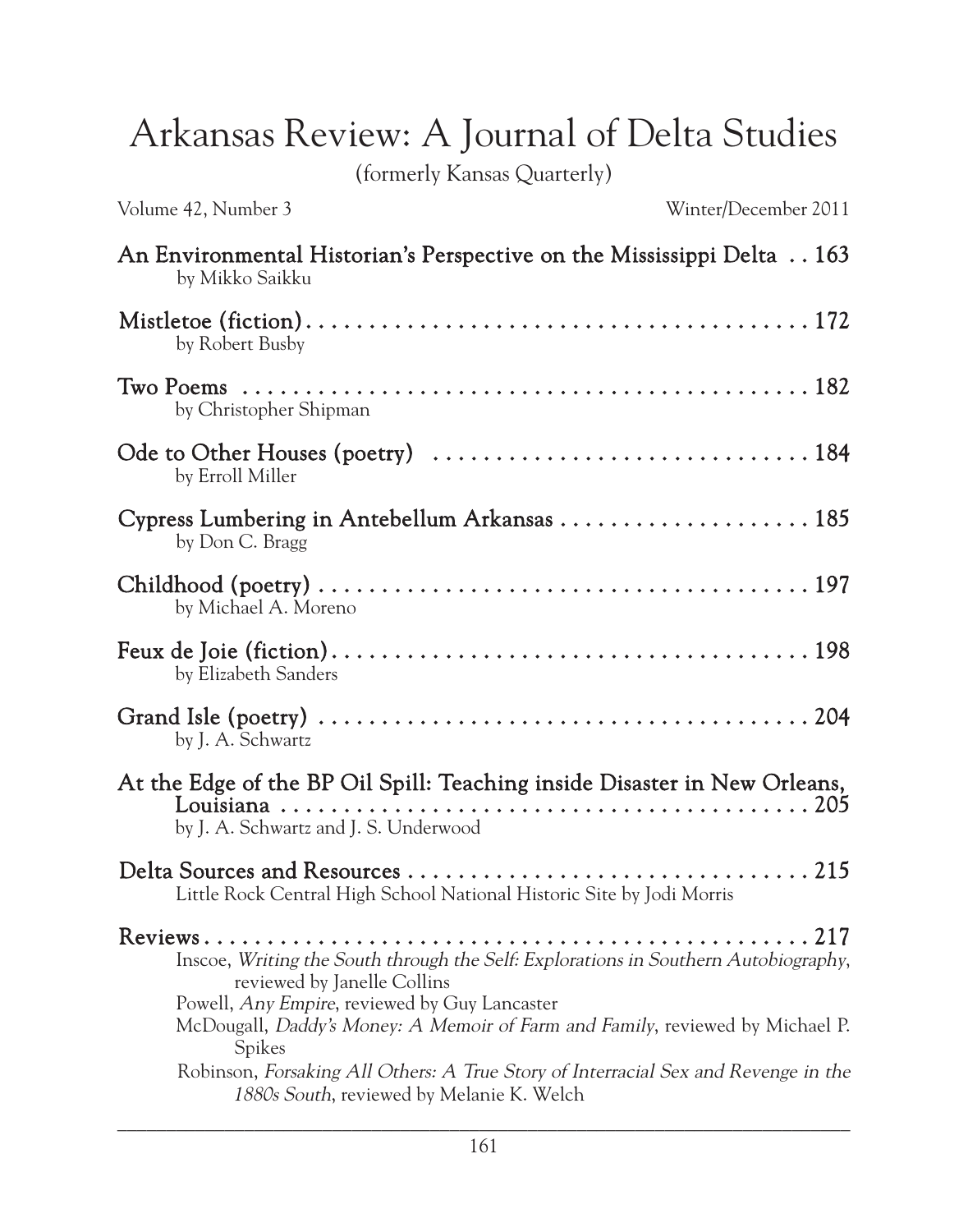# Arkansas Review: A Journal of Delta Studies

(formerly Kansas Quarterly)

Volume 42, Number 3 — Winter/December 2011

**An Environmental Historian's Perspective on the Mississippi Delta** . . 163
by Mikko Saikku

**Mistletoe (fiction)** . . . . . . . . . . . . . . . . . . . . . . . . . . . . . . . . . . . . . . . . . 172
by Robert Busby

**Two Poems** . . . . . . . . . . . . . . . . . . . . . . . . . . . . . . . . . . . . . . . . . . . . . . 182
by Christopher Shipman

**Ode to Other Houses (poetry)** . . . . . . . . . . . . . . . . . . . . . . . . . . . . . . 184
by Erroll Miller

**Cypress Lumbering in Antebellum Arkansas** . . . . . . . . . . . . . . . . . . . . 185
by Don C. Bragg

**Childhood (poetry)** . . . . . . . . . . . . . . . . . . . . . . . . . . . . . . . . . . . . . . . . 197
by Michael A. Moreno

**Feux de Joie (fiction)** . . . . . . . . . . . . . . . . . . . . . . . . . . . . . . . . . . . . . . . 198
by Elizabeth Sanders

**Grand Isle (poetry)** . . . . . . . . . . . . . . . . . . . . . . . . . . . . . . . . . . . . . . . . 204
by J. A. Schwartz

**At the Edge of the BP Oil Spill: Teaching inside Disaster in New Orleans, Louisiana** . . . . . . . . . . . . . . . . . . . . . . . . . . . . . . . . . . . . . . . . . . . 205
by J. A. Schwartz and J. S. Underwood

**Delta Sources and Resources** . . . . . . . . . . . . . . . . . . . . . . . . . . . . . . . 215
Little Rock Central High School National Historic Site by Jodi Morris

**Reviews** . . . . . . . . . . . . . . . . . . . . . . . . . . . . . . . . . . . . . . . . . . . . . . . . . 217
Inscoe, *Writing the South through the Self: Explorations in Southern Autobiography*, reviewed by Janelle Collins
Powell, *Any Empire*, reviewed by Guy Lancaster
McDougall, *Daddy's Money: A Memoir of Farm and Family*, reviewed by Michael P. Spikes
Robinson, *Forsaking All Others: A True Story of Interracial Sex and Revenge in the 1880s South*, reviewed by Melanie K. Welch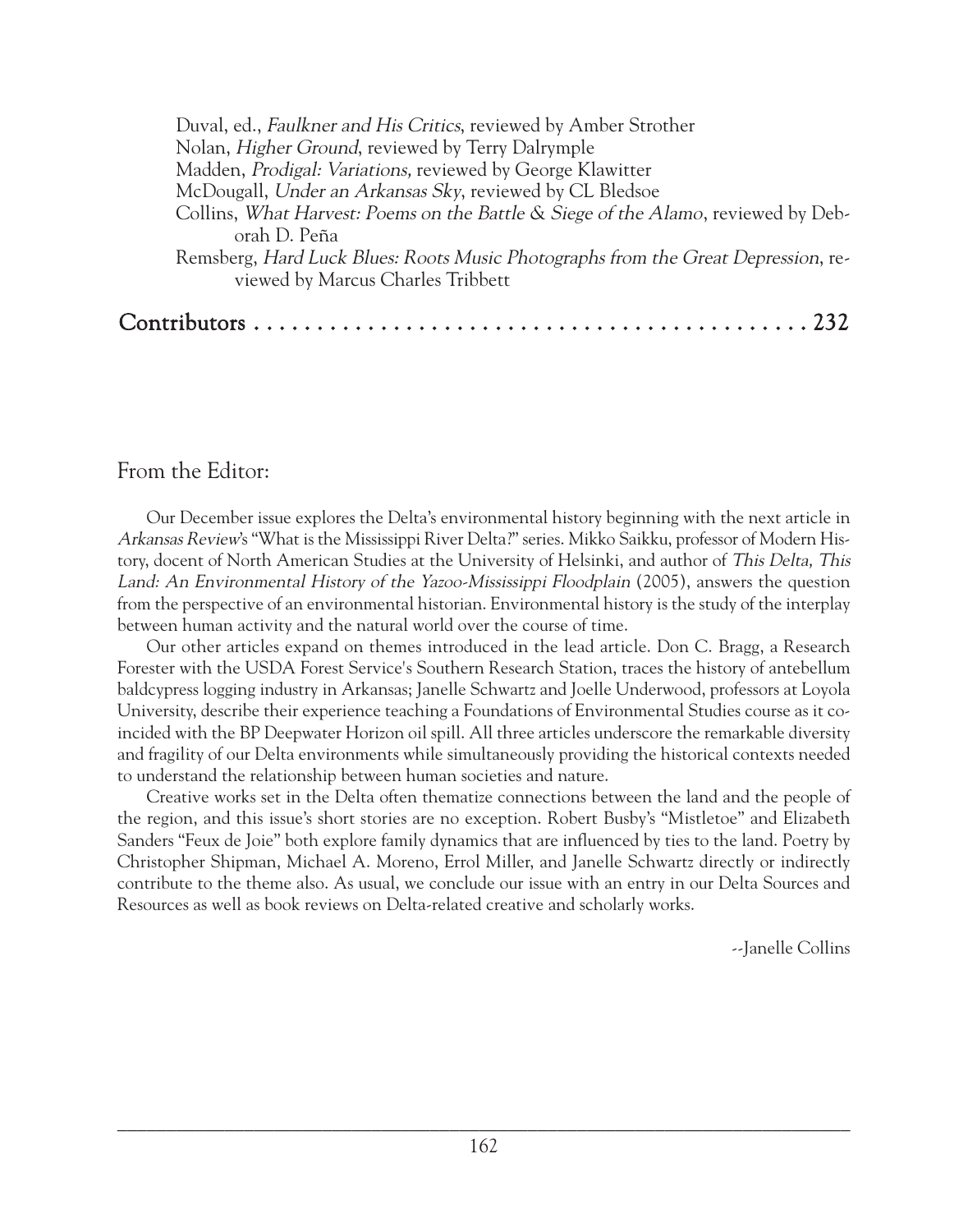Duval, ed., *Faulkner and His Critics*, reviewed by Amber Strother
Nolan, *Higher Ground*, reviewed by Terry Dalrymple
Madden, *Prodigal: Variations,* reviewed by George Klawitter
McDougall, *Under an Arkansas Sky*, reviewed by CL Bledsoe
Collins, *What Harvest: Poems on the Battle & Siege of the Alamo*, reviewed by Deborah D. Peña
Remsberg, *Hard Luck Blues: Roots Music Photographs from the Great Depression*, reviewed by Marcus Charles Tribbett

**Contributors . . . . . . . . . . . . . . . . . . . . . . . . . . . . . . . . . . . . . . . . . . . 232**

## From the Editor:

Our December issue explores the Delta's environmental history beginning with the next article in *Arkansas Review*'s "What is the Mississippi River Delta?" series. Mikko Saikku, professor of Modern History, docent of North American Studies at the University of Helsinki, and author of *This Delta, This Land: An Environmental History of the Yazoo-Mississippi Floodplain* (2005), answers the question from the perspective of an environmental historian. Environmental history is the study of the interplay between human activity and the natural world over the course of time.

Our other articles expand on themes introduced in the lead article. Don C. Bragg, a Research Forester with the USDA Forest Service's Southern Research Station, traces the history of antebellum baldcypress logging industry in Arkansas; Janelle Schwartz and Joelle Underwood, professors at Loyola University, describe their experience teaching a Foundations of Environmental Studies course as it coincided with the BP Deepwater Horizon oil spill. All three articles underscore the remarkable diversity and fragility of our Delta environments while simultaneously providing the historical contexts needed to understand the relationship between human societies and nature.

Creative works set in the Delta often thematize connections between the land and the people of the region, and this issue's short stories are no exception. Robert Busby's "Mistletoe" and Elizabeth Sanders "Feux de Joie" both explore family dynamics that are influenced by ties to the land. Poetry by Christopher Shipman, Michael A. Moreno, Errol Miller, and Janelle Schwartz directly or indirectly contribute to the theme also. As usual, we conclude our issue with an entry in our Delta Sources and Resources as well as book reviews on Delta-related creative and scholarly works.

--Janelle Collins